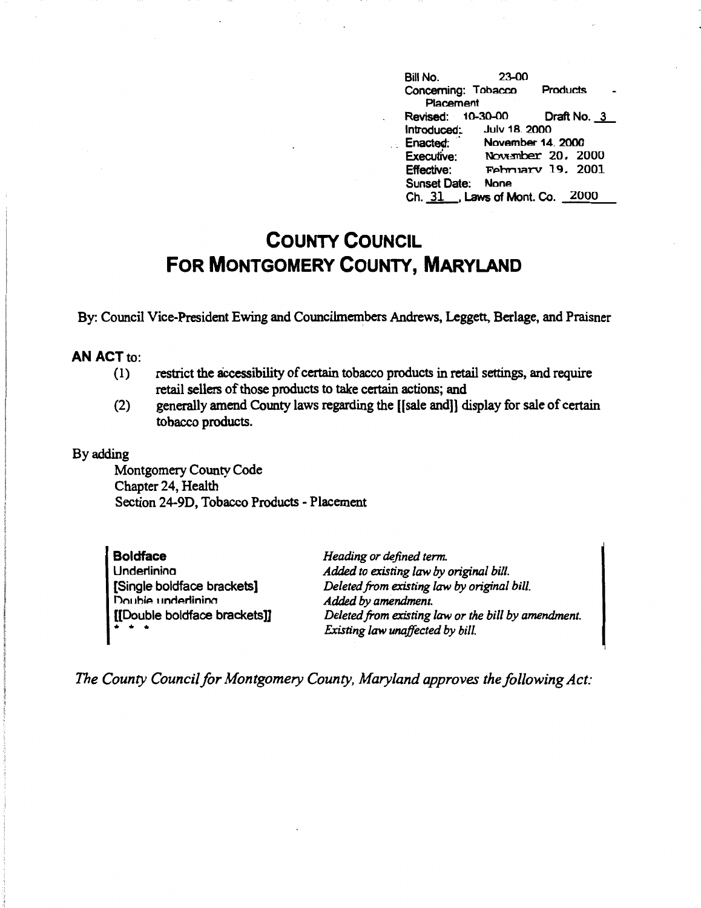Bill No. 23-00
Concerning: Tobacco Products - Placement
Revised: 10-30-00 Draft No. 3
Introduced: July 18, 2000
Enacted: November 14, 2000
Executive: November 20, 2000
Effective: February 19, 2001
Sunset Date: None
Ch. 31, Laws of Mont. Co. 2000

# COUNTY COUNCIL
# FOR MONTGOMERY COUNTY, MARYLAND

By: Council Vice-President Ewing and Councilmembers Andrews, Leggett, Berlage, and Praisner

**AN ACT** to:

(1) restrict the accessibility of certain tobacco products in retail settings, and require retail sellers of those products to take certain actions; and

(2) generally amend County laws regarding the [[sale and]] display for sale of certain tobacco products.

By adding

Montgomery County Code
Chapter 24, Health
Section 24-9D, Tobacco Products - Placement

| | |
|---|---|
| **Boldface** | *Heading or defined term.* |
| Underlining | *Added to existing law by original bill.* |
| **[Single boldface brackets]** | *Deleted from existing law by original bill.* |
| Double underlining | *Added by amendment.* |
| **[[Double boldface brackets]]** | *Deleted from existing law or the bill by amendment.* |
| * * * | *Existing law unaffected by bill.* |

*The County Council for Montgomery County, Maryland approves the following Act:*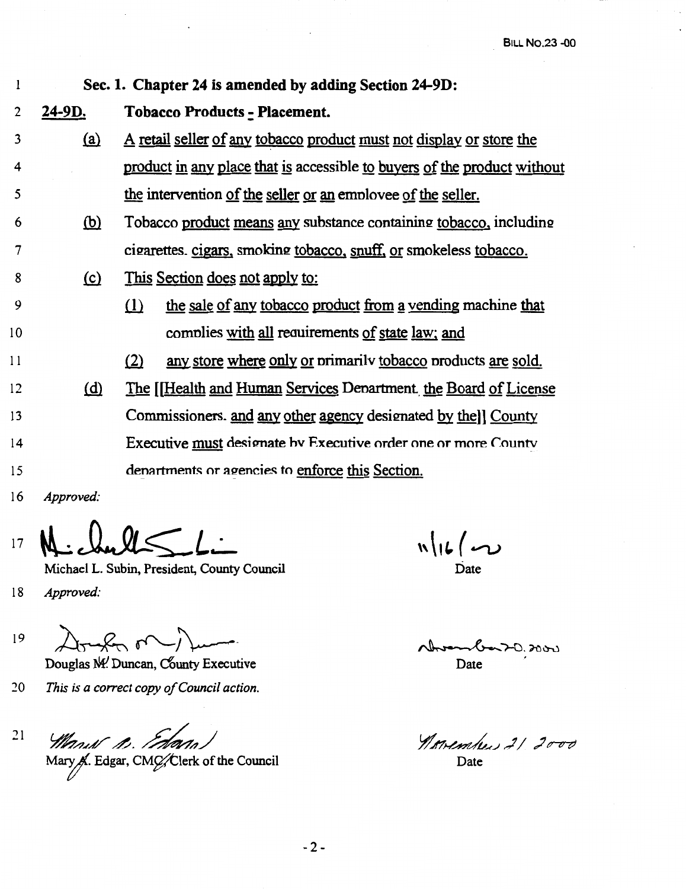1 **Sec. 1. Chapter 24 is amended by adding Section 24-9D:**

2 **24-9D. Tobacco Products - Placement.**

3 (a) A retail seller of any tobacco product must not display or store the

4 product in any place that is accessible to buyers of the product without

5 the intervention of the seller or an employee of the seller.

6 (b) Tobacco product means any substance containing tobacco, including

7 cigarettes, cigars, smoking tobacco, snuff, or smokeless tobacco.

8 (c) This Section does not apply to:

9 (1) the sale of any tobacco product from a vending machine that

10 complies with all requirements of state law; and

11 (2) any store where only or primarily tobacco products are sold.

12 (d) The [[Health and Human Services Department, the Board of License

13 Commissioners, and any other agency designated by the]] County

14 Executive must designate by Executive order one or more County

15 departments or agencies to enforce this Section.

16 *Approved:*

17 Michael L. Subin, President, County Council — Date: 11/16/00

18 *Approved:*

19 Douglas M. Duncan, County Executive — Date: November 20, 2000

20 *This is a correct copy of Council action.*

21 Mary A. Edgar, CMC, Clerk of the Council — Date: November 21, 2000